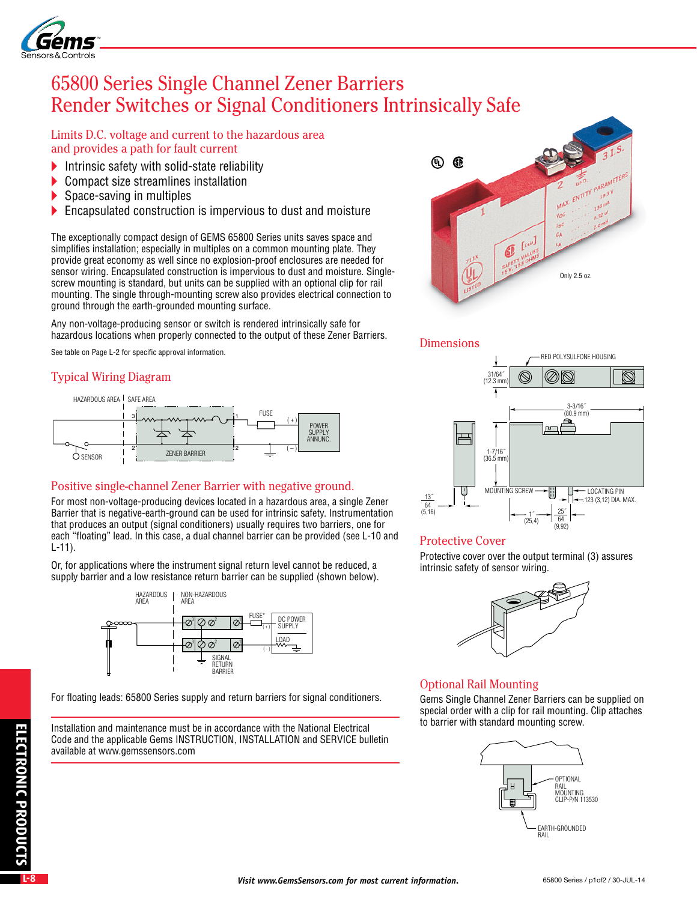# 65800 Series Single Channel Zener Barriers Render Switches or Signal Conditioners Intrinsically Safe

## Limits D.C. voltage and current to the hazardous area and provides a path for fault current

- Intrinsic safety with solid-state reliability
- Compact size streamlines installation
- Space-saving in multiples
- Encapsulated construction is impervious to dust and moisture

The exceptionally compact design of GEMS 65800 Series units saves space and simplifies installation; especially in multiples on a common mounting plate. They provide great economy as well since no explosion-proof enclosures are needed for sensor wiring. Encapsulated construction is impervious to dust and moisture. Single-screw mounting is standard, but units can be supplied with an optional clip for rail mounting. The single through-mounting screw also provides electrical connection to ground through the earth-grounded mounting surface.

Any non-voltage-producing sensor or switch is rendered intrinsically safe for hazardous locations when properly connected to the output of these Zener Barriers.

See table on Page L-2 for specific approval information.

Only 2.5 oz.

## Typical Wiring Diagram

## Positive single-channel Zener Barrier with negative ground.

For most non-voltage-producing devices located in a hazardous area, a single Zener Barrier that is negative-earth-ground can be used for intrinsic safety. Instrumentation that produces an output (signal conditioners) usually requires two barriers, one for each "floating" lead. In this case, a dual channel barrier can be provided (see L-10 and L-11).

Or, for applications where the instrument signal return level cannot be reduced, a supply barrier and a low resistance return barrier can be supplied (shown below).

For floating leads: 65800 Series supply and return barriers for signal conditioners.

Installation and maintenance must be in accordance with the National Electrical Code and the applicable Gems INSTRUCTION, INSTALLATION and SERVICE bulletin available at www.gemssensors.com

## Dimensions

## Protective Cover

Protective cover over the output terminal (3) assures intrinsic safety of sensor wiring.

## Optional Rail Mounting

Gems Single Channel Zener Barriers can be supplied on special order with a clip for rail mounting. Clip attaches to barrier with standard mounting screw.

*Visit www.GemsSensors.com for most current information.*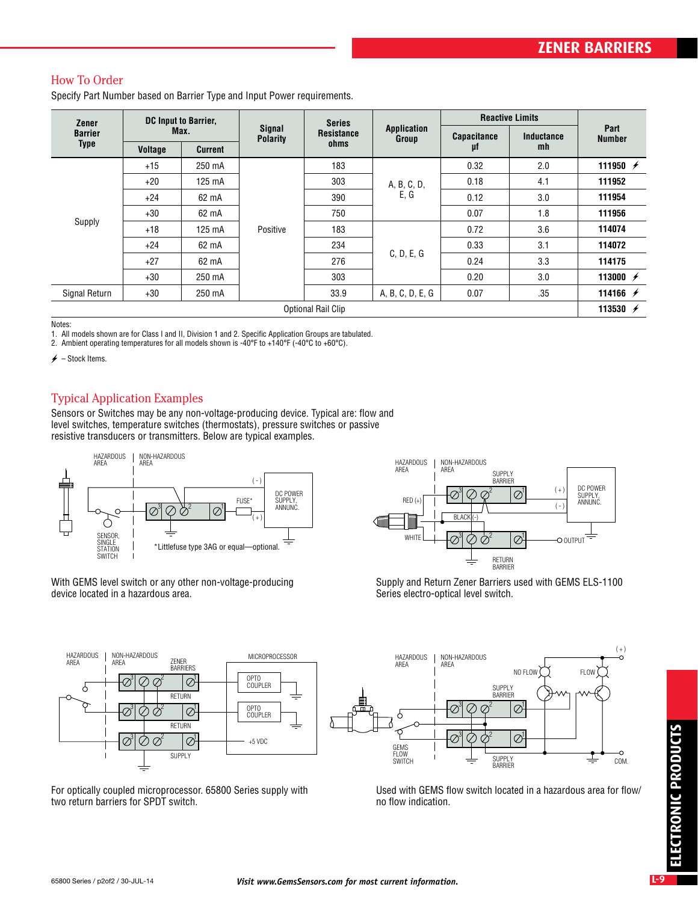## How To Order

Specify Part Number based on Barrier Type and Input Power requirements.

| Zener Barrier Type | DC Input to Barrier, Max. | | Signal Polarity | Series Resistance ohms | Application Group | Reactive Limits | | Part Number |
|---|---|---|---|---|---|---|---|---|
| | Voltage | Current | | | | Capacitance µf | Inductance mh | |
| Supply | +15 | 250 mA | Positive | 183 | A, B, C, D, E, G | 0.32 | 2.0 | 111950 ⚡ |
| | +20 | 125 mA | | 303 | | 0.18 | 4.1 | 111952 |
| | +24 | 62 mA | | 390 | | 0.12 | 3.0 | 111954 |
| | +30 | 62 mA | | 750 | | 0.07 | 1.8 | 111956 |
| | +18 | 125 mA | | 183 | C, D, E, G | 0.72 | 3.6 | 114074 |
| | +24 | 62 mA | | 234 | | 0.33 | 3.1 | 114072 |
| | +27 | 62 mA | | 276 | | 0.24 | 3.3 | 114175 |
| | +30 | 250 mA | | 303 | | 0.20 | 3.0 | 113000 ⚡ |
| Signal Return | +30 | 250 mA | | 33.9 | A, B, C, D, E, G | 0.07 | .35 | 114166 ⚡ |
| Optional Rail Clip | | | | | | | | 113530 ⚡ |

Notes:
1. All models shown are for Class I and II, Division 1 and 2. Specific Application Groups are tabulated.
2. Ambient operating temperatures for all models shown is -40°F to +140°F (-40°C to +60°C).

⚡ – Stock Items.

## Typical Application Examples

Sensors or Switches may be any non-voltage-producing device. Typical are: flow and level switches, temperature switches (thermostats), pressure switches or passive resistive transducers or transmitters. Below are typical examples.

HAZARDOUS AREA
NON-HAZARDOUS AREA
SENSOR, SINGLE STATION SWITCH
FUSE*
(-)
(+)
DC POWER SUPPLY, ANNUNC.
*Littlefuse type 3AG or equal—optional.

With GEMS level switch or any other non-voltage-producing device located in a hazardous area.

HAZARDOUS AREA
NON-HAZARDOUS AREA
SUPPLY BARRIER
RED (+)
BLACK (-)
WHITE
(+)
(-)
DC POWER SUPPLY, ANNUNC.
OUTPUT
RETURN BARRIER

Supply and Return Zener Barriers used with GEMS ELS-1100 Series electro-optical level switch.

HAZARDOUS AREA
NON-HAZARDOUS AREA
ZENER BARRIERS
MICROPROCESSOR
OPTO COUPLER
RETURN
OPTO COUPLER
RETURN
+5 VDC
SUPPLY

For optically coupled microprocessor. 65800 Series supply with two return barriers for SPDT switch.

HAZARDOUS AREA
NON-HAZARDOUS AREA
(+)
NO FLOW
FLOW
SUPPLY BARRIER
GEMS FLOW SWITCH
SUPPLY BARRIER
COM.

Used with GEMS flow switch located in a hazardous area for flow/no flow indication.